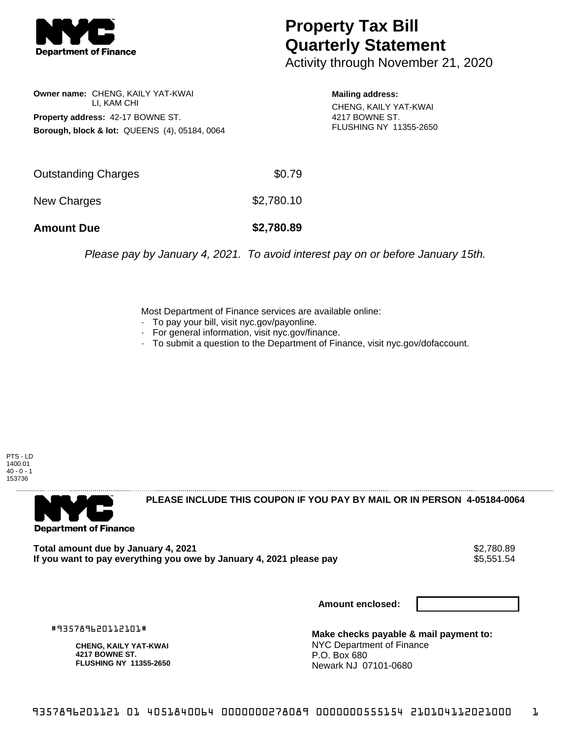# Property Tax Bill Quarterly Statement

Activity through November 21, 2020

**Owner name:** CHENG, KAILY YAT-KWAI
LI, KAM CHI

**Property address:** 42-17 BOWNE ST.

**Borough, block & lot:** QUEENS (4), 05184, 0064

**Mailing address:**
CHENG, KAILY YAT-KWAI
4217 BOWNE ST.
FLUSHING NY 11355-2650

| | |
|---|---|
| Outstanding Charges | $0.79 |
| New Charges | $2,780.10 |
| **Amount Due** | **$2,780.89** |

*Please pay by January 4, 2021. To avoid interest pay on or before January 15th.*

Most Department of Finance services are available online:

- To pay your bill, visit nyc.gov/payonline.
- For general information, visit nyc.gov/finance.
- To submit a question to the Department of Finance, visit nyc.gov/dofaccount.

PTS - LD
1400.01
40 - 0 - 1
153736

---

**PLEASE INCLUDE THIS COUPON IF YOU PAY BY MAIL OR IN PERSON 4-05184-0064**

| | |
|---|---|
| **Total amount due by January 4, 2021** | $2,780.89 |
| **If you want to pay everything you owe by January 4, 2021 please pay** | $5,551.54 |

**Amount enclosed:**

#935789620112101#

**CHENG, KAILY YAT-KWAI**
**4217 BOWNE ST.**
**FLUSHING NY 11355-2650**

**Make checks payable & mail payment to:**
NYC Department of Finance
P.O. Box 680
Newark NJ 07101-0680

9357896201121 01 4051840064 0000000278089 0000000555154 210104112021000 1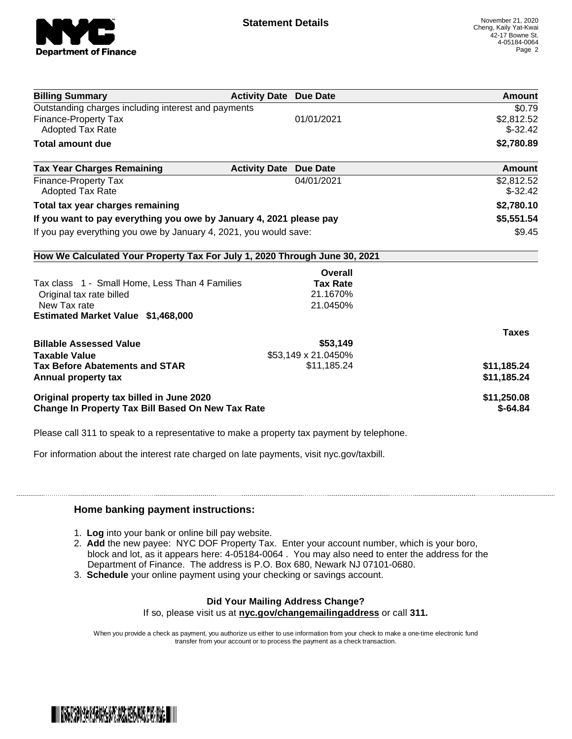**Statement Details**

November 21, 2020
Cheng, Kaily Yat-Kwai
42-17 Bowne St.
4-05184-0064

| Billing Summary | Activity Date | Due Date | Amount |
|---|---|---|---|
| Outstanding charges including interest and payments | | | $0.79 |
| Finance-Property Tax | | 01/01/2021 | $2,812.52 |
| Adopted Tax Rate | | | $-32.42 |
| **Total amount due** | | | **$2,780.89** |

| Tax Year Charges Remaining | Activity Date | Due Date | Amount |
|---|---|---|---|
| Finance-Property Tax | | 04/01/2021 | $2,812.52 |
| Adopted Tax Rate | | | $-32.42 |
| **Total tax year charges remaining** | | | **$2,780.10** |
| **If you want to pay everything you owe by January 4, 2021 please pay** | | | **$5,551.54** |
| If you pay everything you owe by January 4, 2021, you would save: | | | $9.45 |

**How We Calculated Your Property Tax For July 1, 2020 Through June 30, 2021**

| | Overall Tax Rate | |
|---|---|---|
| Tax class 1 - Small Home, Less Than 4 Families | | |
| Original tax rate billed | 21.1670% | |
| New Tax rate | 21.0450% | |
| **Estimated Market Value $1,468,000** | | |
| | | **Taxes** |
| **Billable Assessed Value** | **$53,149** | |
| **Taxable Value** | $53,149 x 21.0450% | |
| **Tax Before Abatements and STAR** | $11,185.24 | **$11,185.24** |
| **Annual property tax** | | **$11,185.24** |
| **Original property tax billed in June 2020** | | **$11,250.08** |
| **Change In Property Tax Bill Based On New Tax Rate** | | **$-64.84** |

Please call 311 to speak to a representative to make a property tax payment by telephone.

For information about the interest rate charged on late payments, visit nyc.gov/taxbill.

### Home banking payment instructions:

1. **Log** into your bank or online bill pay website.
2. **Add** the new payee: NYC DOF Property Tax. Enter your account number, which is your boro, block and lot, as it appears here: 4-05184-0064 . You may also need to enter the address for the Department of Finance. The address is P.O. Box 680, Newark NJ 07101-0680.
3. **Schedule** your online payment using your checking or savings account.

**Did Your Mailing Address Change?**
If so, please visit us at **nyc.gov/changemailingaddress** or call **311.**

When you provide a check as payment, you authorize us either to use information from your check to make a one-time electronic fund transfer from your account or to process the payment as a check transaction.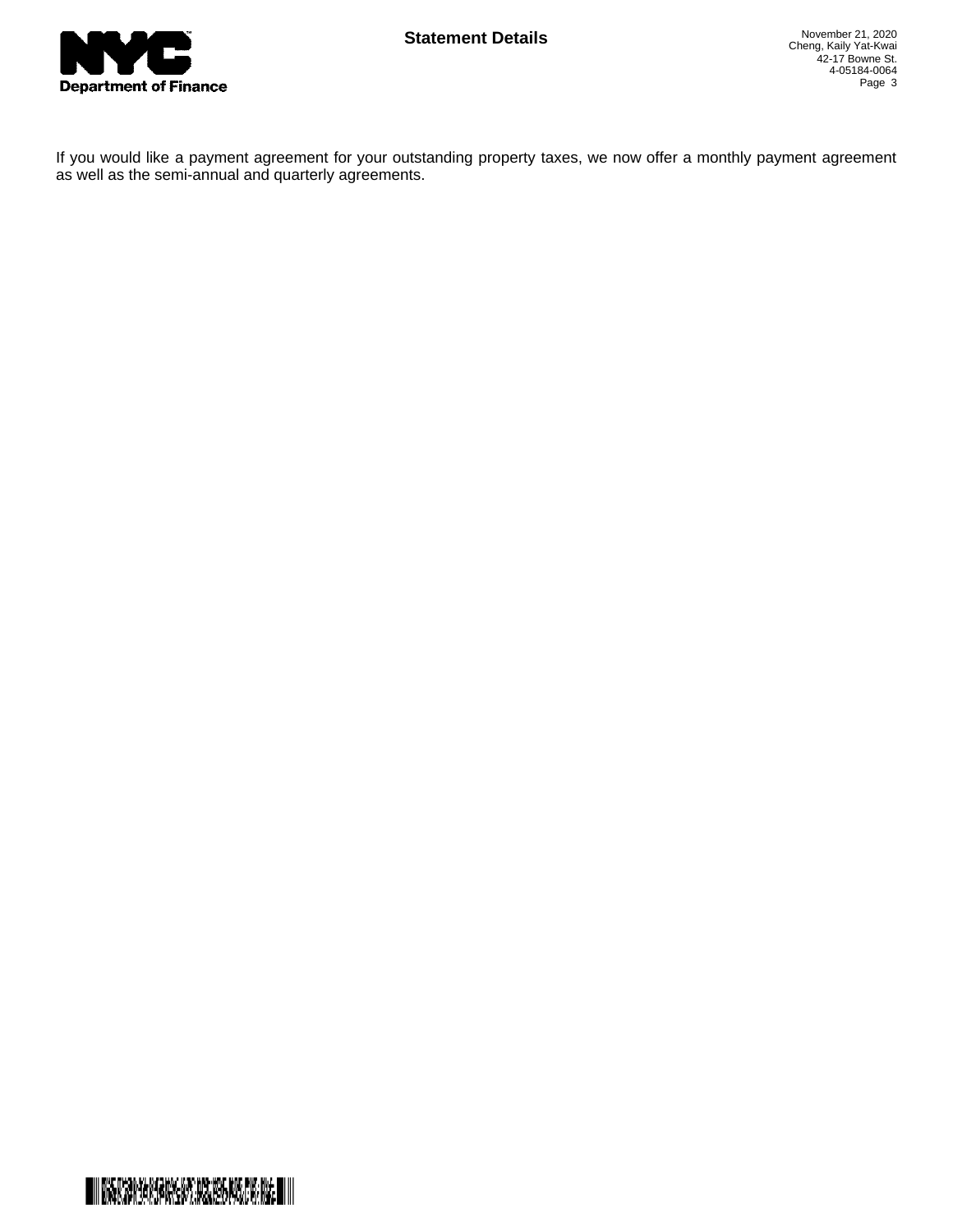If you would like a payment agreement for your outstanding property taxes, we now offer a monthly payment agreement as well as the semi-annual and quarterly agreements.